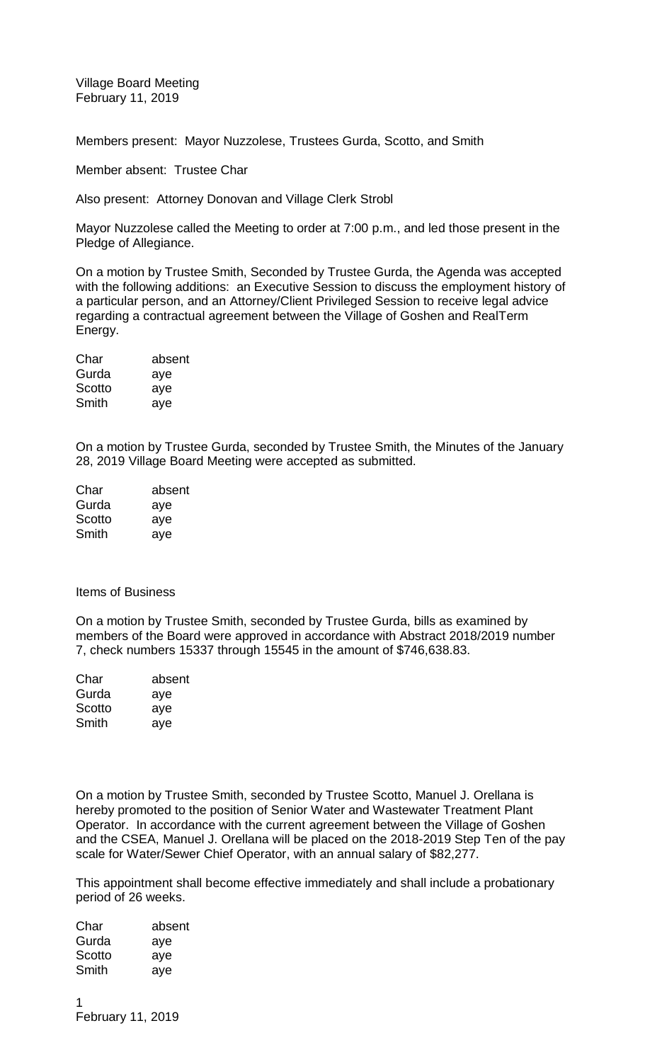Village Board Meeting
February 11, 2019

Members present: Mayor Nuzzolese, Trustees Gurda, Scotto, and Smith

Member absent: Trustee Char

Also present: Attorney Donovan and Village Clerk Strobl

Mayor Nuzzolese called the Meeting to order at 7:00 p.m., and led those present in the Pledge of Allegiance.

On a motion by Trustee Smith, Seconded by Trustee Gurda, the Agenda was accepted with the following additions: an Executive Session to discuss the employment history of a particular person, and an Attorney/Client Privileged Session to receive legal advice regarding a contractual agreement between the Village of Goshen and RealTerm Energy.

| | |
|---|---|
| Char | absent |
| Gurda | aye |
| Scotto | aye |
| Smith | aye |

On a motion by Trustee Gurda, seconded by Trustee Smith, the Minutes of the January 28, 2019 Village Board Meeting were accepted as submitted.

| | |
|---|---|
| Char | absent |
| Gurda | aye |
| Scotto | aye |
| Smith | aye |

Items of Business

On a motion by Trustee Smith, seconded by Trustee Gurda, bills as examined by members of the Board were approved in accordance with Abstract 2018/2019 number 7, check numbers 15337 through 15545 in the amount of $746,638.83.

| | |
|---|---|
| Char | absent |
| Gurda | aye |
| Scotto | aye |
| Smith | aye |

On a motion by Trustee Smith, seconded by Trustee Scotto, Manuel J. Orellana is hereby promoted to the position of Senior Water and Wastewater Treatment Plant Operator. In accordance with the current agreement between the Village of Goshen and the CSEA, Manuel J. Orellana will be placed on the 2018-2019 Step Ten of the pay scale for Water/Sewer Chief Operator, with an annual salary of $82,277.

This appointment shall become effective immediately and shall include a probationary period of 26 weeks.

| | |
|---|---|
| Char | absent |
| Gurda | aye |
| Scotto | aye |
| Smith | aye |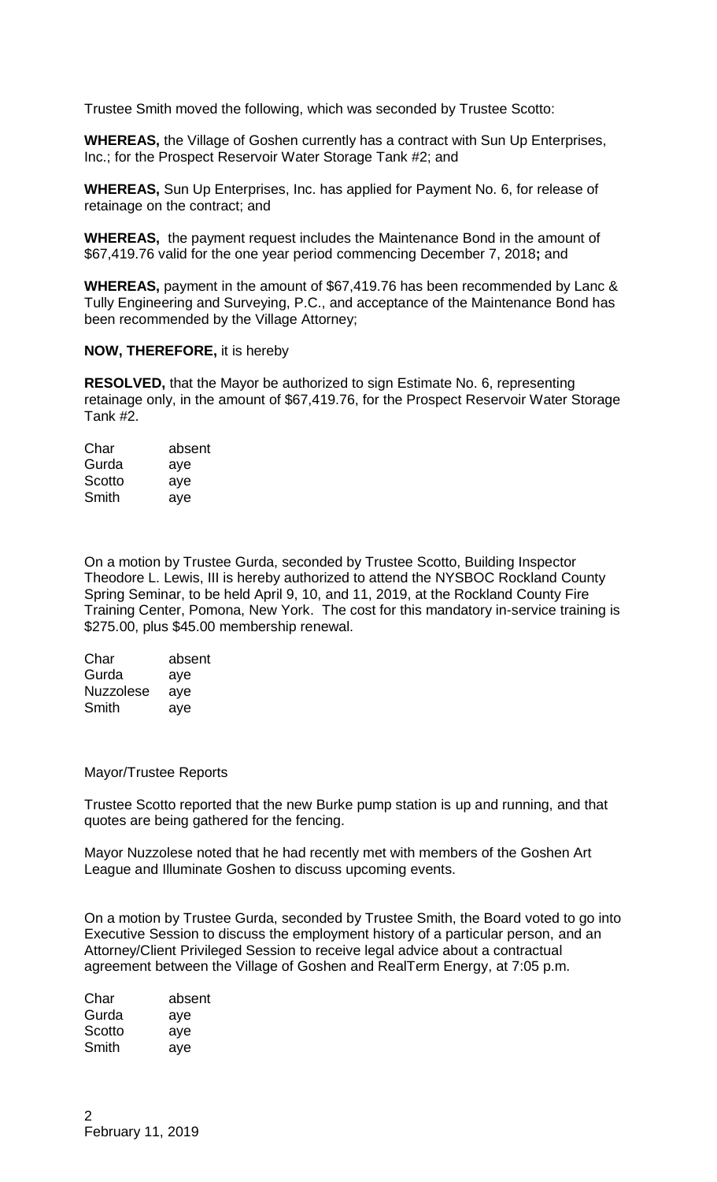Trustee Smith moved the following, which was seconded by Trustee Scotto:

**WHEREAS,** the Village of Goshen currently has a contract with Sun Up Enterprises, Inc.; for the Prospect Reservoir Water Storage Tank #2; and

**WHEREAS,** Sun Up Enterprises, Inc. has applied for Payment No. 6, for release of retainage on the contract; and

**WHEREAS,** the payment request includes the Maintenance Bond in the amount of $67,419.76 valid for the one year period commencing December 7, 2018**;** and

**WHEREAS,** payment in the amount of $67,419.76 has been recommended by Lanc & Tully Engineering and Surveying, P.C., and acceptance of the Maintenance Bond has been recommended by the Village Attorney;

**NOW, THEREFORE,** it is hereby

**RESOLVED,** that the Mayor be authorized to sign Estimate No. 6, representing retainage only, in the amount of $67,419.76, for the Prospect Reservoir Water Storage Tank #2.

| | |
|---|---|
| Char | absent |
| Gurda | aye |
| Scotto | aye |
| Smith | aye |

On a motion by Trustee Gurda, seconded by Trustee Scotto, Building Inspector Theodore L. Lewis, III is hereby authorized to attend the NYSBOC Rockland County Spring Seminar, to be held April 9, 10, and 11, 2019, at the Rockland County Fire Training Center, Pomona, New York. The cost for this mandatory in-service training is $275.00, plus $45.00 membership renewal.

| | |
|---|---|
| Char | absent |
| Gurda | aye |
| Nuzzolese | aye |
| Smith | aye |

Mayor/Trustee Reports

Trustee Scotto reported that the new Burke pump station is up and running, and that quotes are being gathered for the fencing.

Mayor Nuzzolese noted that he had recently met with members of the Goshen Art League and Illuminate Goshen to discuss upcoming events.

On a motion by Trustee Gurda, seconded by Trustee Smith, the Board voted to go into Executive Session to discuss the employment history of a particular person, and an Attorney/Client Privileged Session to receive legal advice about a contractual agreement between the Village of Goshen and RealTerm Energy, at 7:05 p.m.

| | |
|---|---|
| Char | absent |
| Gurda | aye |
| Scotto | aye |
| Smith | aye |

February 11, 2019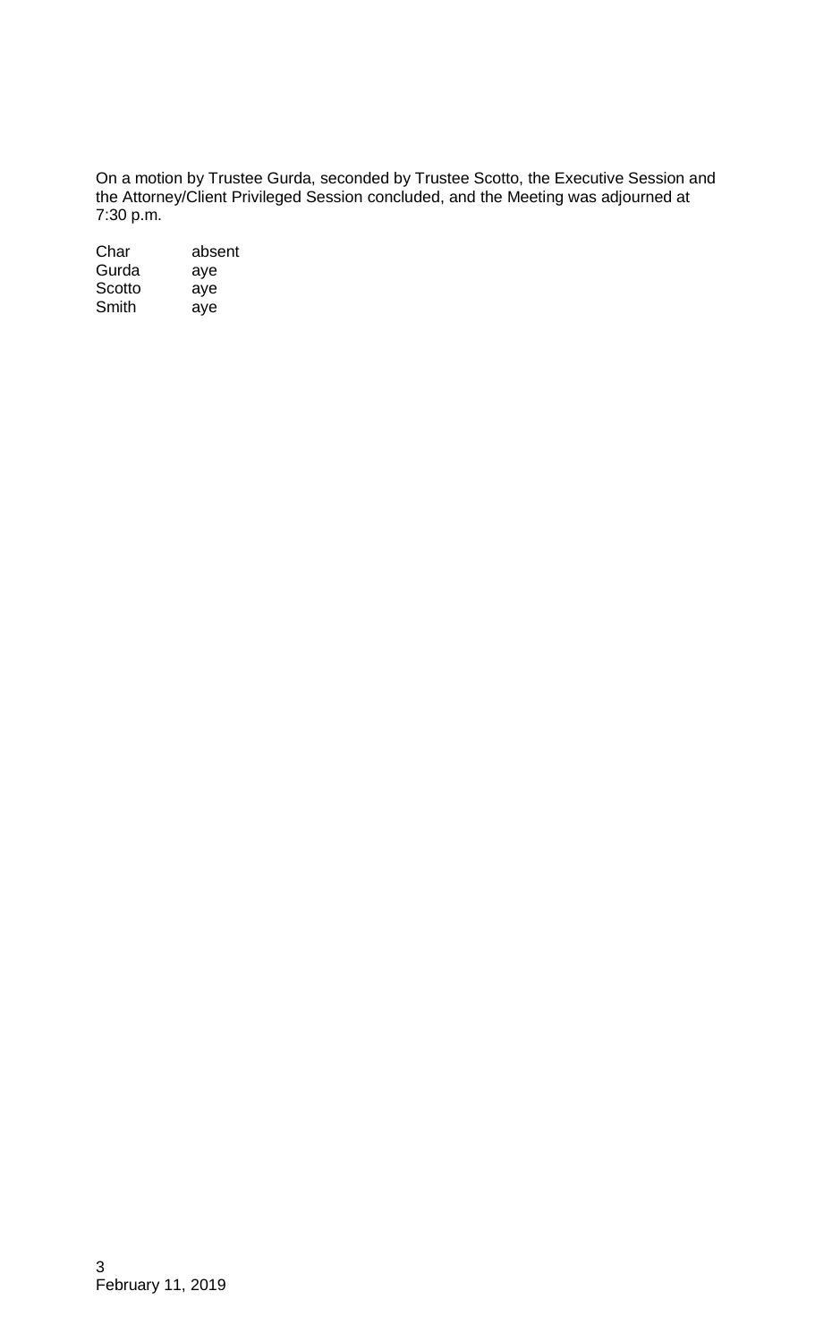On a motion by Trustee Gurda, seconded by Trustee Scotto, the Executive Session and the Attorney/Client Privileged Session concluded, and the Meeting was adjourned at 7:30 p.m.

| | |
|---|---|
| Char | absent |
| Gurda | aye |
| Scotto | aye |
| Smith | aye |